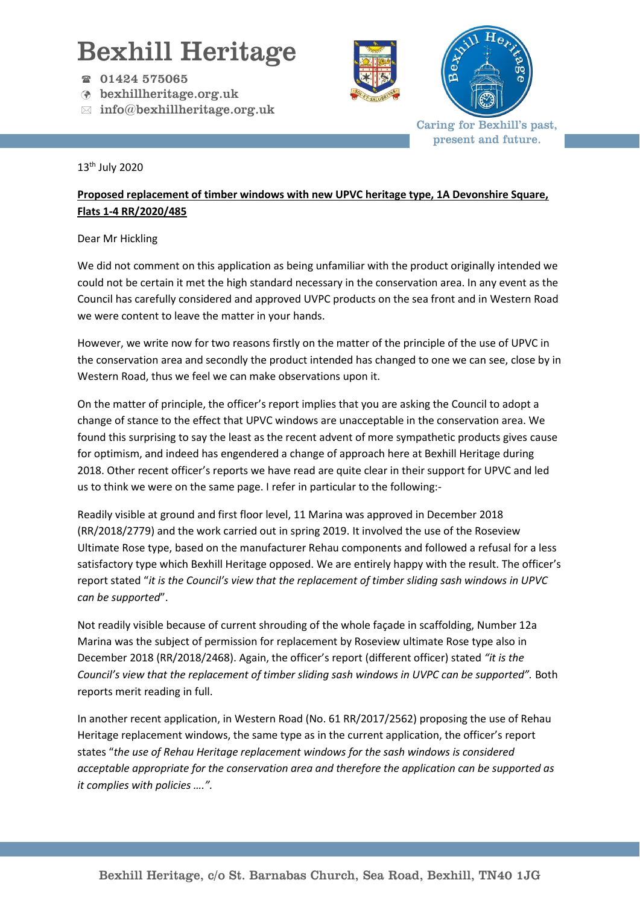# Bexhill Heritage

☎ 01424 575065
bexhillheritage.org.uk
✉ info@bexhillheritage.org.uk

Caring for Bexhill's past, present and future.

13th July 2020

**Proposed replacement of timber windows with new UPVC heritage type, 1A Devonshire Square, Flats 1-4 RR/2020/485**

Dear Mr Hickling

We did not comment on this application as being unfamiliar with the product originally intended we could not be certain it met the high standard necessary in the conservation area. In any event as the Council has carefully considered and approved UVPC products on the sea front and in Western Road we were content to leave the matter in your hands.

However, we write now for two reasons firstly on the matter of the principle of the use of UPVC in the conservation area and secondly the product intended has changed to one we can see, close by in Western Road, thus we feel we can make observations upon it.

On the matter of principle, the officer's report implies that you are asking the Council to adopt a change of stance to the effect that UPVC windows are unacceptable in the conservation area. We found this surprising to say the least as the recent advent of more sympathetic products gives cause for optimism, and indeed has engendered a change of approach here at Bexhill Heritage during 2018. Other recent officer's reports we have read are quite clear in their support for UPVC and led us to think we were on the same page. I refer in particular to the following:-

Readily visible at ground and first floor level, 11 Marina was approved in December 2018 (RR/2018/2779) and the work carried out in spring 2019. It involved the use of the Roseview Ultimate Rose type, based on the manufacturer Rehau components and followed a refusal for a less satisfactory type which Bexhill Heritage opposed. We are entirely happy with the result. The officer's report stated "*it is the Council's view that the replacement of timber sliding sash windows in UPVC can be supported*".

Not readily visible because of current shrouding of the whole façade in scaffolding, Number 12a Marina was the subject of permission for replacement by Roseview ultimate Rose type also in December 2018 (RR/2018/2468). Again, the officer's report (different officer) stated *"it is the Council's view that the replacement of timber sliding sash windows in UVPC can be supported".* Both reports merit reading in full.

In another recent application, in Western Road (No. 61 RR/2017/2562) proposing the use of Rehau Heritage replacement windows, the same type as in the current application, the officer's report states "*the use of Rehau Heritage replacement windows for the sash windows is considered acceptable appropriate for the conservation area and therefore the application can be supported as it complies with policies ….".*

Bexhill Heritage, c/o St. Barnabas Church, Sea Road, Bexhill, TN40 1JG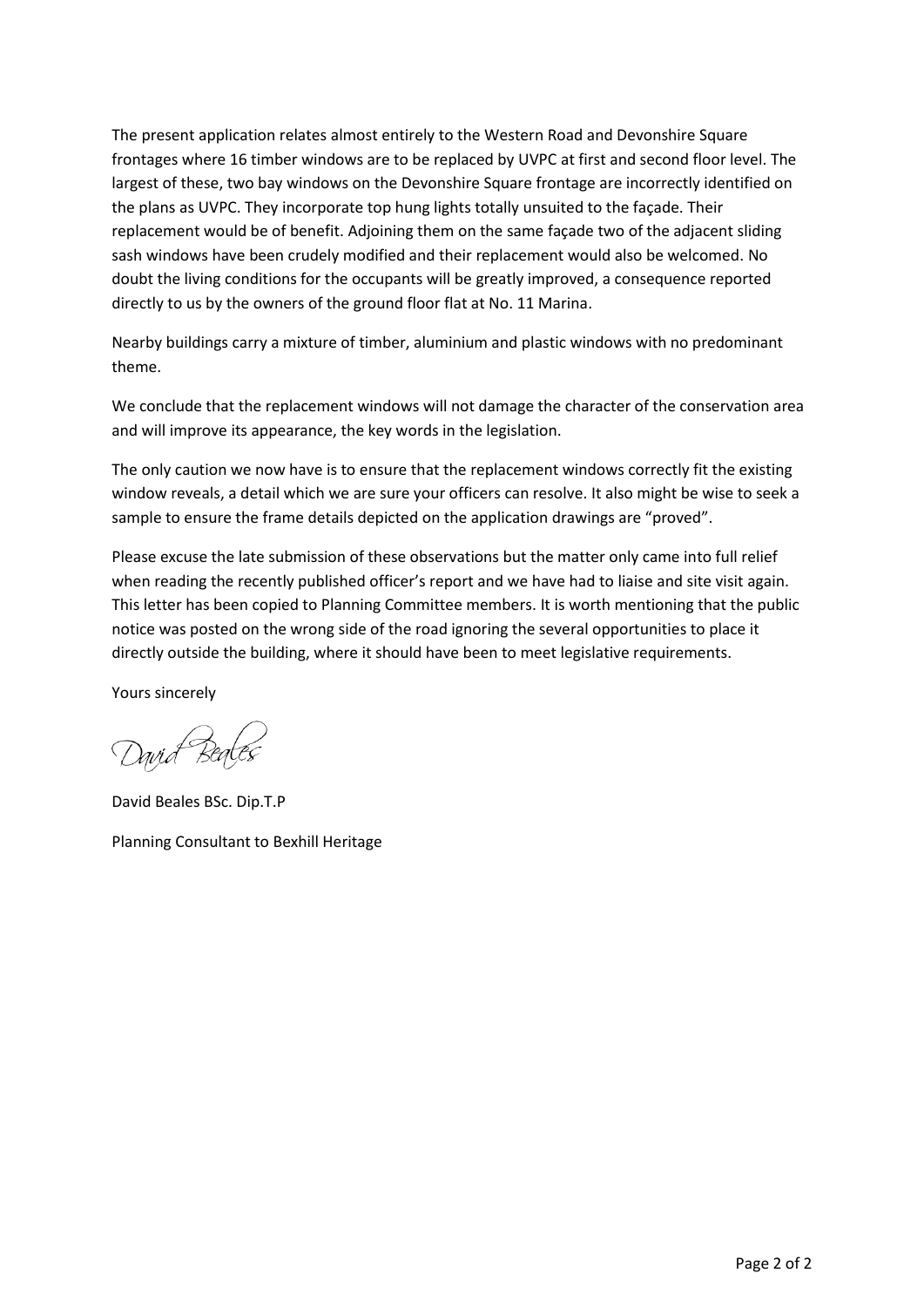The present application relates almost entirely to the Western Road and Devonshire Square frontages where 16 timber windows are to be replaced by UVPC at first and second floor level. The largest of these, two bay windows on the Devonshire Square frontage are incorrectly identified on the plans as UVPC. They incorporate top hung lights totally unsuited to the façade. Their replacement would be of benefit. Adjoining them on the same façade two of the adjacent sliding sash windows have been crudely modified and their replacement would also be welcomed. No doubt the living conditions for the occupants will be greatly improved, a consequence reported directly to us by the owners of the ground floor flat at No. 11 Marina.

Nearby buildings carry a mixture of timber, aluminium and plastic windows with no predominant theme.

We conclude that the replacement windows will not damage the character of the conservation area and will improve its appearance, the key words in the legislation.

The only caution we now have is to ensure that the replacement windows correctly fit the existing window reveals, a detail which we are sure your officers can resolve. It also might be wise to seek a sample to ensure the frame details depicted on the application drawings are "proved".

Please excuse the late submission of these observations but the matter only came into full relief when reading the recently published officer's report and we have had to liaise and site visit again. This letter has been copied to Planning Committee members. It is worth mentioning that the public notice was posted on the wrong side of the road ignoring the several opportunities to place it directly outside the building, where it should have been to meet legislative requirements.

Yours sincerely

David Beales

David Beales BSc. Dip.T.P

Planning Consultant to Bexhill Heritage